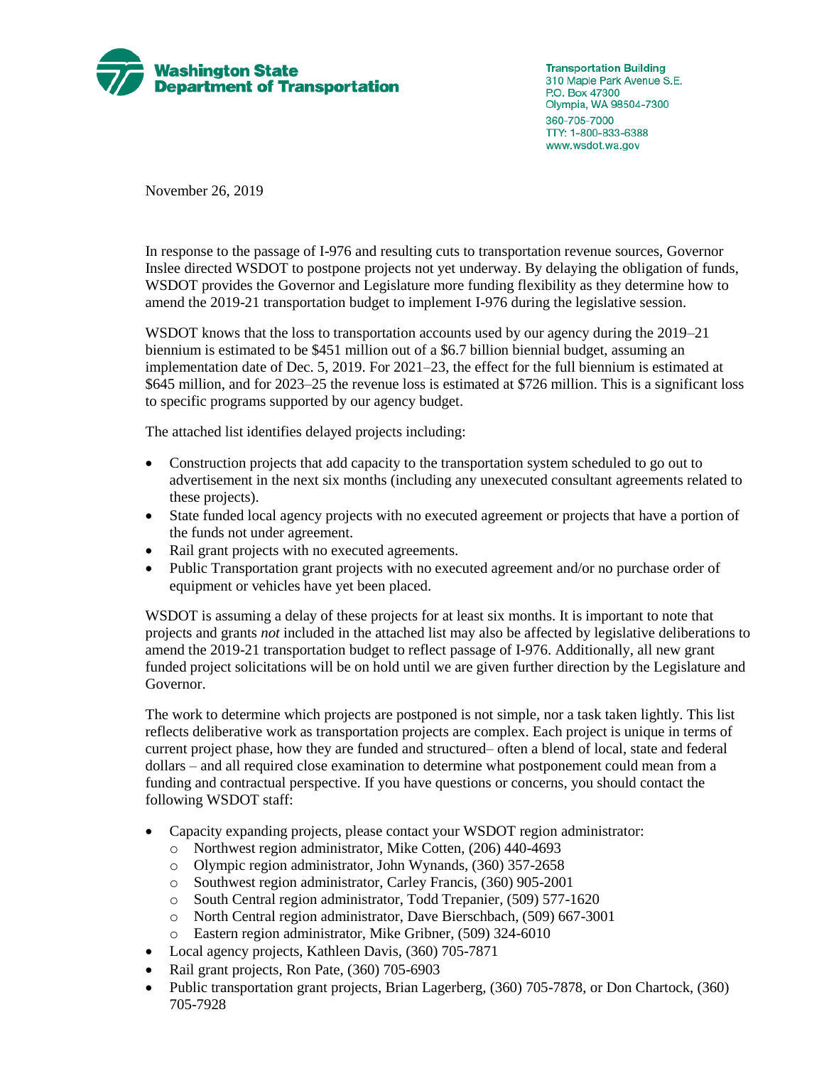**Washington State Department of Transportation**

Transportation Building
310 Maple Park Avenue S.E.
P.O. Box 47300
Olympia, WA 98504-7300
360-705-7000
TTY: 1-800-833-6388
www.wsdot.wa.gov

November 26, 2019

In response to the passage of I-976 and resulting cuts to transportation revenue sources, Governor Inslee directed WSDOT to postpone projects not yet underway. By delaying the obligation of funds, WSDOT provides the Governor and Legislature more funding flexibility as they determine how to amend the 2019-21 transportation budget to implement I-976 during the legislative session.

WSDOT knows that the loss to transportation accounts used by our agency during the 2019–21 biennium is estimated to be $451 million out of a $6.7 billion biennial budget, assuming an implementation date of Dec. 5, 2019. For 2021–23, the effect for the full biennium is estimated at $645 million, and for 2023–25 the revenue loss is estimated at $726 million. This is a significant loss to specific programs supported by our agency budget.

The attached list identifies delayed projects including:

- Construction projects that add capacity to the transportation system scheduled to go out to advertisement in the next six months (including any unexecuted consultant agreements related to these projects).
- State funded local agency projects with no executed agreement or projects that have a portion of the funds not under agreement.
- Rail grant projects with no executed agreements.
- Public Transportation grant projects with no executed agreement and/or no purchase order of equipment or vehicles have yet been placed.

WSDOT is assuming a delay of these projects for at least six months. It is important to note that projects and grants *not* included in the attached list may also be affected by legislative deliberations to amend the 2019-21 transportation budget to reflect passage of I-976. Additionally, all new grant funded project solicitations will be on hold until we are given further direction by the Legislature and Governor.

The work to determine which projects are postponed is not simple, nor a task taken lightly. This list reflects deliberative work as transportation projects are complex. Each project is unique in terms of current project phase, how they are funded and structured– often a blend of local, state and federal dollars – and all required close examination to determine what postponement could mean from a funding and contractual perspective. If you have questions or concerns, you should contact the following WSDOT staff:

- Capacity expanding projects, please contact your WSDOT region administrator:
  - Northwest region administrator, Mike Cotten, (206) 440-4693
  - Olympic region administrator, John Wynands, (360) 357-2658
  - Southwest region administrator, Carley Francis, (360) 905-2001
  - South Central region administrator, Todd Trepanier, (509) 577-1620
  - North Central region administrator, Dave Bierschbach, (509) 667-3001
  - Eastern region administrator, Mike Gribner, (509) 324-6010
- Local agency projects, Kathleen Davis, (360) 705-7871
- Rail grant projects, Ron Pate, (360) 705-6903
- Public transportation grant projects, Brian Lagerberg, (360) 705-7878, or Don Chartock, (360) 705-7928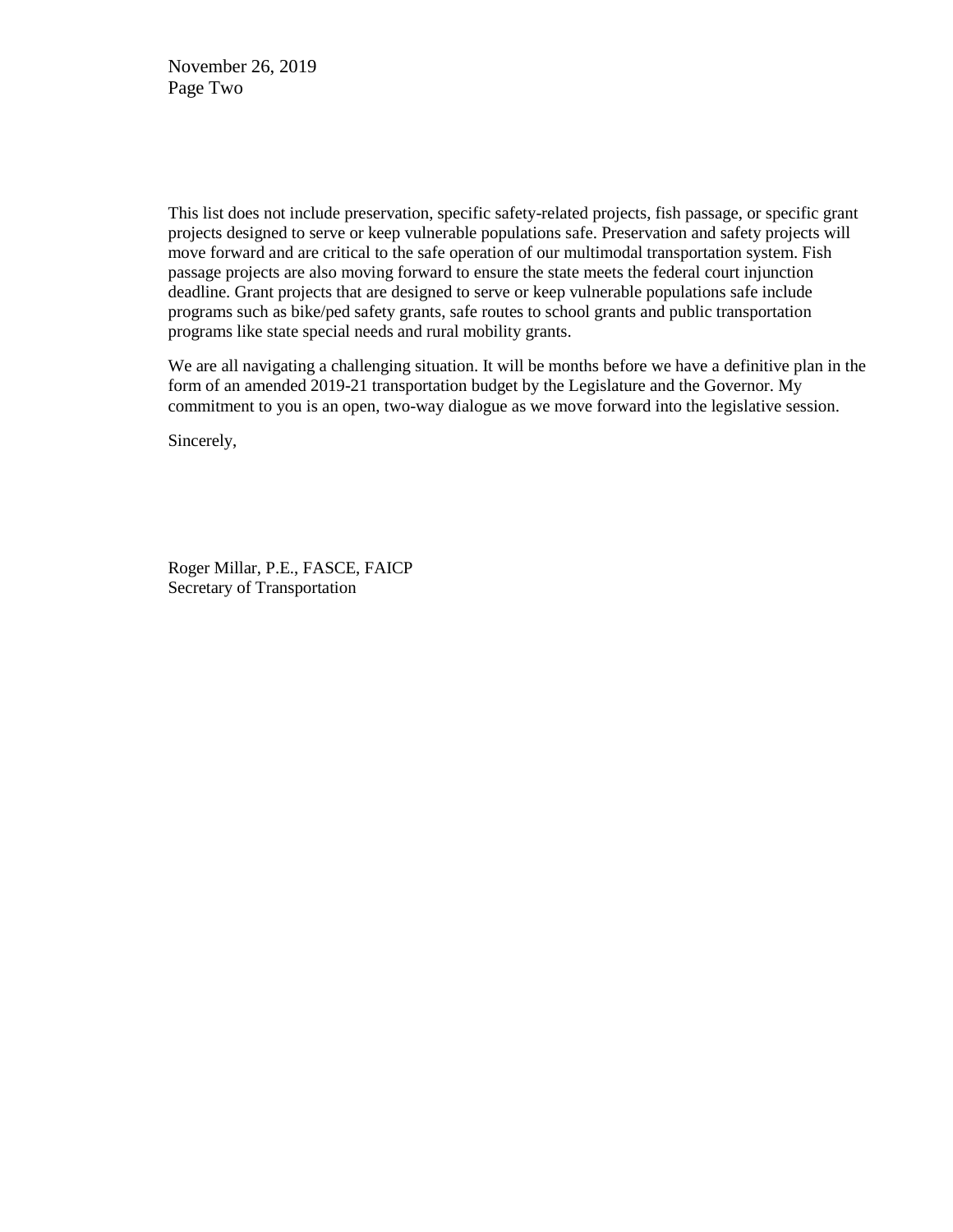This list does not include preservation, specific safety-related projects, fish passage, or specific grant projects designed to serve or keep vulnerable populations safe. Preservation and safety projects will move forward and are critical to the safe operation of our multimodal transportation system. Fish passage projects are also moving forward to ensure the state meets the federal court injunction deadline. Grant projects that are designed to serve or keep vulnerable populations safe include programs such as bike/ped safety grants, safe routes to school grants and public transportation programs like state special needs and rural mobility grants.

We are all navigating a challenging situation. It will be months before we have a definitive plan in the form of an amended 2019-21 transportation budget by the Legislature and the Governor. My commitment to you is an open, two-way dialogue as we move forward into the legislative session.

Sincerely,

Roger Millar, P.E., FASCE, FAICP
Secretary of Transportation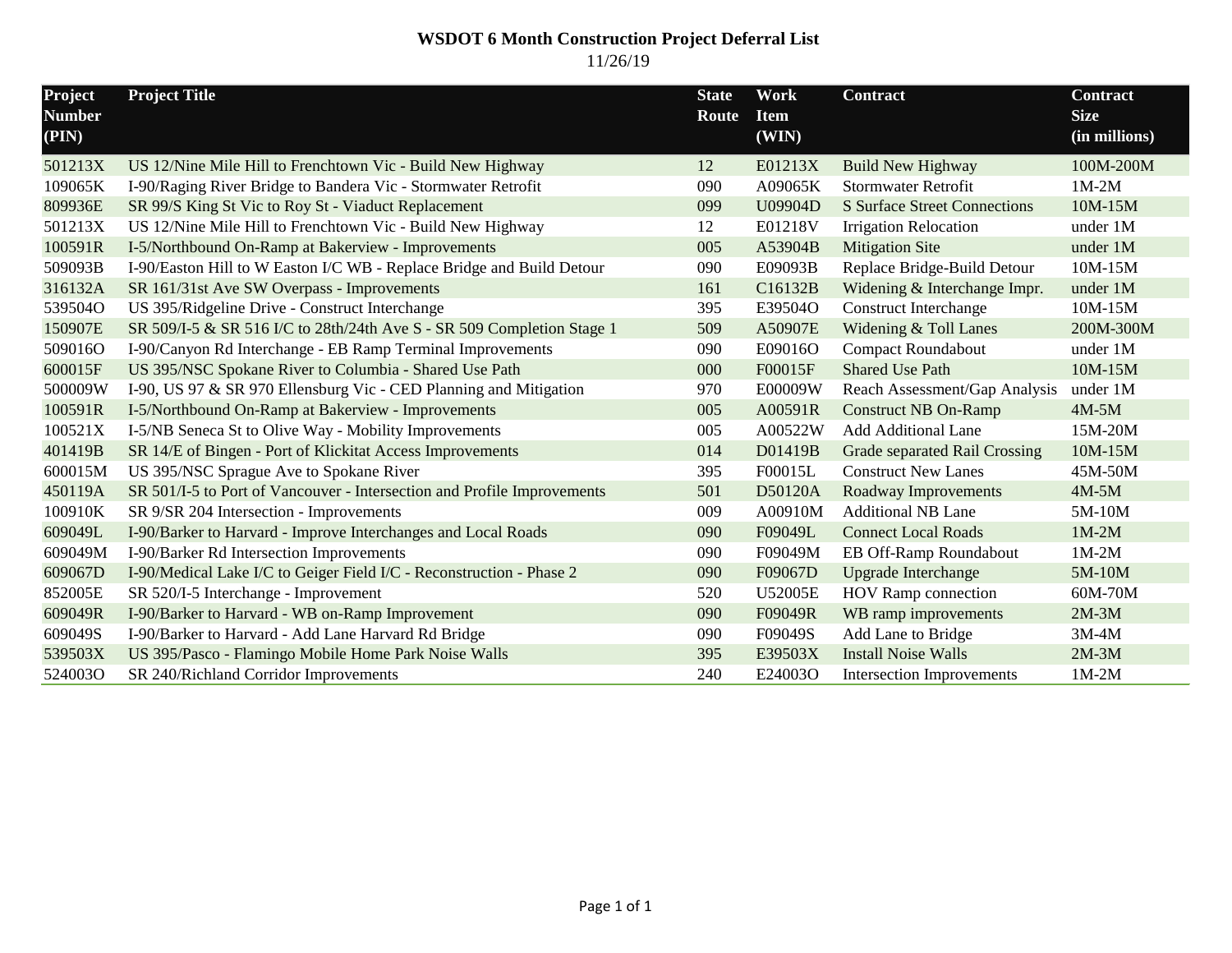# WSDOT 6 Month Construction Project Deferral List

11/26/19

| Project Number (PIN) | Project Title | State Route | Work Item (WIN) | Contract | Contract Size (in millions) |
|---|---|---|---|---|---|
| 501213X | US 12/Nine Mile Hill to Frenchtown Vic - Build New Highway | 12 | E01213X | Build New Highway | 100M-200M |
| 109065K | I-90/Raging River Bridge to Bandera Vic - Stormwater Retrofit | 090 | A09065K | Stormwater Retrofit | 1M-2M |
| 809936E | SR 99/S King St Vic to Roy St - Viaduct Replacement | 099 | U09904D | S Surface Street Connections | 10M-15M |
| 501213X | US 12/Nine Mile Hill to Frenchtown Vic - Build New Highway | 12 | E01218V | Irrigation Relocation | under 1M |
| 100591R | I-5/Northbound On-Ramp at Bakerview - Improvements | 005 | A53904B | Mitigation Site | under 1M |
| 509093B | I-90/Easton Hill to W Easton I/C WB - Replace Bridge and Build Detour | 090 | E09093B | Replace Bridge-Build Detour | 10M-15M |
| 316132A | SR 161/31st Ave SW Overpass - Improvements | 161 | C16132B | Widening & Interchange Impr. | under 1M |
| 539504O | US 395/Ridgeline Drive - Construct Interchange | 395 | E39504O | Construct Interchange | 10M-15M |
| 150907E | SR 509/I-5 & SR 516 I/C to 28th/24th Ave S - SR 509 Completion Stage 1 | 509 | A50907E | Widening & Toll Lanes | 200M-300M |
| 509016O | I-90/Canyon Rd Interchange - EB Ramp Terminal Improvements | 090 | E09016O | Compact Roundabout | under 1M |
| 600015F | US 395/NSC Spokane River to Columbia - Shared Use Path | 000 | F00015F | Shared Use Path | 10M-15M |
| 500009W | I-90, US 97 & SR 970 Ellensburg Vic - CED Planning and Mitigation | 970 | E00009W | Reach Assessment/Gap Analysis | under 1M |
| 100591R | I-5/Northbound On-Ramp at Bakerview - Improvements | 005 | A00591R | Construct NB On-Ramp | 4M-5M |
| 100521X | I-5/NB Seneca St to Olive Way - Mobility Improvements | 005 | A00522W | Add Additional Lane | 15M-20M |
| 401419B | SR 14/E of Bingen - Port of Klickitat Access Improvements | 014 | D01419B | Grade separated Rail Crossing | 10M-15M |
| 600015M | US 395/NSC Sprague Ave to Spokane River | 395 | F00015L | Construct New Lanes | 45M-50M |
| 450119A | SR 501/I-5 to Port of Vancouver - Intersection and Profile Improvements | 501 | D50120A | Roadway Improvements | 4M-5M |
| 100910K | SR 9/SR 204 Intersection - Improvements | 009 | A00910M | Additional NB Lane | 5M-10M |
| 609049L | I-90/Barker to Harvard - Improve Interchanges and Local Roads | 090 | F09049L | Connect Local Roads | 1M-2M |
| 609049M | I-90/Barker Rd Intersection Improvements | 090 | F09049M | EB Off-Ramp Roundabout | 1M-2M |
| 609067D | I-90/Medical Lake I/C to Geiger Field I/C - Reconstruction - Phase 2 | 090 | F09067D | Upgrade Interchange | 5M-10M |
| 852005E | SR 520/I-5 Interchange - Improvement | 520 | U52005E | HOV Ramp connection | 60M-70M |
| 609049R | I-90/Barker to Harvard - WB on-Ramp Improvement | 090 | F09049R | WB ramp improvements | 2M-3M |
| 609049S | I-90/Barker to Harvard - Add Lane Harvard Rd Bridge | 090 | F09049S | Add Lane to Bridge | 3M-4M |
| 539503X | US 395/Pasco - Flamingo Mobile Home Park Noise Walls | 395 | E39503X | Install Noise Walls | 2M-3M |
| 524003O | SR 240/Richland Corridor Improvements | 240 | E24003O | Intersection Improvements | 1M-2M |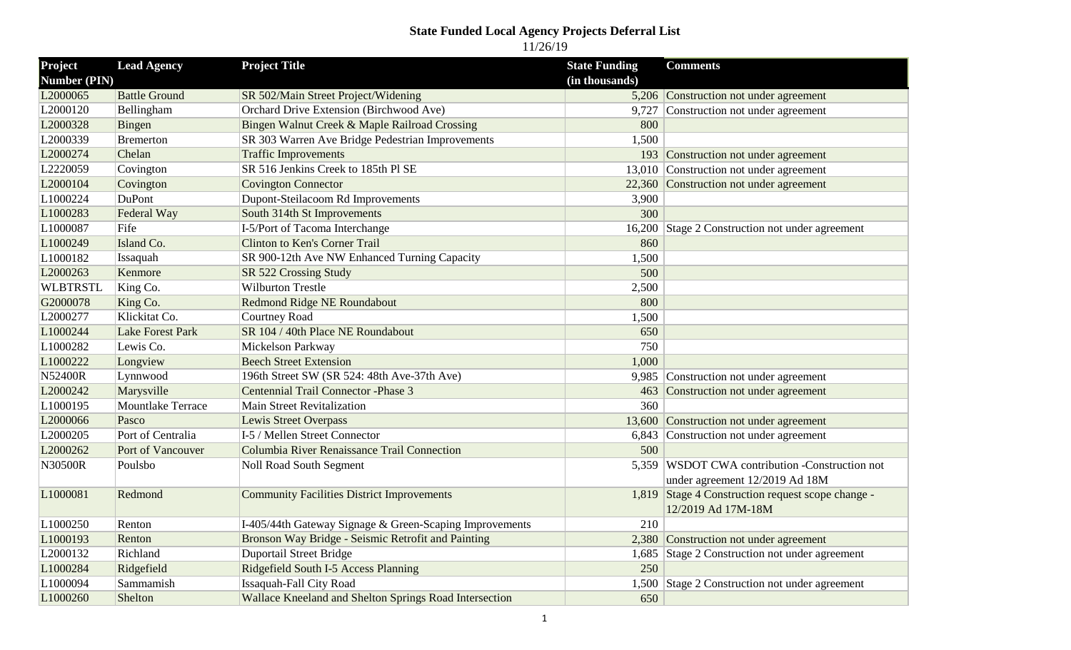# State Funded Local Agency Projects Deferral List

11/26/19

| Project Number (PIN) | Lead Agency | Project Title | State Funding (in thousands) | Comments |
|---|---|---|---|---|
| L2000065 | Battle Ground | SR 502/Main Street Project/Widening | 5,206 | Construction not under agreement |
| L2000120 | Bellingham | Orchard Drive Extension (Birchwood Ave) | 9,727 | Construction not under agreement |
| L2000328 | Bingen | Bingen Walnut Creek & Maple Railroad Crossing | 800 | |
| L2000339 | Bremerton | SR 303 Warren Ave Bridge Pedestrian Improvements | 1,500 | |
| L2000274 | Chelan | Traffic Improvements | 193 | Construction not under agreement |
| L2220059 | Covington | SR 516 Jenkins Creek to 185th Pl SE | 13,010 | Construction not under agreement |
| L2000104 | Covington | Covington Connector | 22,360 | Construction not under agreement |
| L1000224 | DuPont | Dupont-Steilacoom Rd Improvements | 3,900 | |
| L1000283 | Federal Way | South 314th St Improvements | 300 | |
| L1000087 | Fife | I-5/Port of Tacoma Interchange | 16,200 | Stage 2 Construction not under agreement |
| L1000249 | Island Co. | Clinton to Ken's Corner Trail | 860 | |
| L1000182 | Issaquah | SR 900-12th Ave NW Enhanced Turning Capacity | 1,500 | |
| L2000263 | Kenmore | SR 522 Crossing Study | 500 | |
| WLBTRSTL | King Co. | Wilburton Trestle | 2,500 | |
| G2000078 | King Co. | Redmond Ridge NE Roundabout | 800 | |
| L2000277 | Klickitat Co. | Courtney Road | 1,500 | |
| L1000244 | Lake Forest Park | SR 104 / 40th Place NE Roundabout | 650 | |
| L1000282 | Lewis Co. | Mickelson Parkway | 750 | |
| L1000222 | Longview | Beech Street Extension | 1,000 | |
| N52400R | Lynnwood | 196th Street SW (SR 524: 48th Ave-37th Ave) | 9,985 | Construction not under agreement |
| L2000242 | Marysville | Centennial Trail Connector -Phase 3 | 463 | Construction not under agreement |
| L1000195 | Mountlake Terrace | Main Street Revitalization | 360 | |
| L2000066 | Pasco | Lewis Street Overpass | 13,600 | Construction not under agreement |
| L2000205 | Port of Centralia | I-5 / Mellen Street Connector | 6,843 | Construction not under agreement |
| L2000262 | Port of Vancouver | Columbia River Renaissance Trail Connection | 500 | |
| N30500R | Poulsbo | Noll Road South Segment | 5,359 | WSDOT CWA contribution -Construction not under agreement 12/2019 Ad 18M |
| L1000081 | Redmond | Community Facilities District Improvements | 1,819 | Stage 4 Construction request scope change - 12/2019 Ad 17M-18M |
| L1000250 | Renton | I-405/44th Gateway Signage & Green-Scaping Improvements | 210 | |
| L1000193 | Renton | Bronson Way Bridge - Seismic Retrofit and Painting | 2,380 | Construction not under agreement |
| L2000132 | Richland | Duportail Street Bridge | 1,685 | Stage 2 Construction not under agreement |
| L1000284 | Ridgefield | Ridgefield South I-5 Access Planning | 250 | |
| L1000094 | Sammamish | Issaquah-Fall City Road | 1,500 | Stage 2 Construction not under agreement |
| L1000260 | Shelton | Wallace Kneeland and Shelton Springs Road Intersection | 650 | |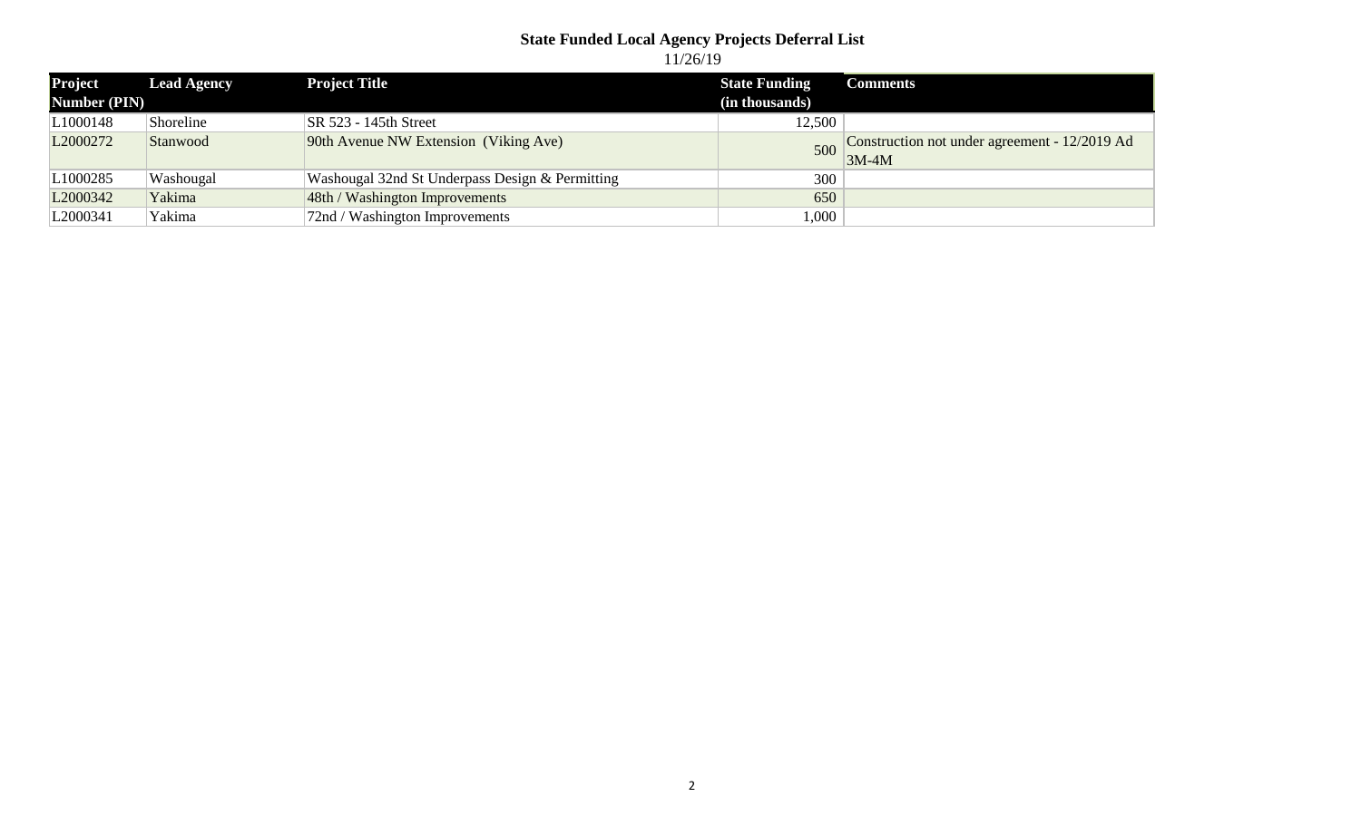## State Funded Local Agency Projects Deferral List

11/26/19

| Project Number (PIN) | Lead Agency | Project Title | State Funding (in thousands) | Comments |
|---|---|---|---|---|
| L1000148 | Shoreline | SR 523 - 145th Street | 12,500 | |
| L2000272 | Stanwood | 90th Avenue NW Extension (Viking Ave) | 500 | Construction not under agreement - 12/2019 Ad 3M-4M |
| L1000285 | Washougal | Washougal 32nd St Underpass Design & Permitting | 300 | |
| L2000342 | Yakima | 48th / Washington Improvements | 650 | |
| L2000341 | Yakima | 72nd / Washington Improvements | 1,000 | |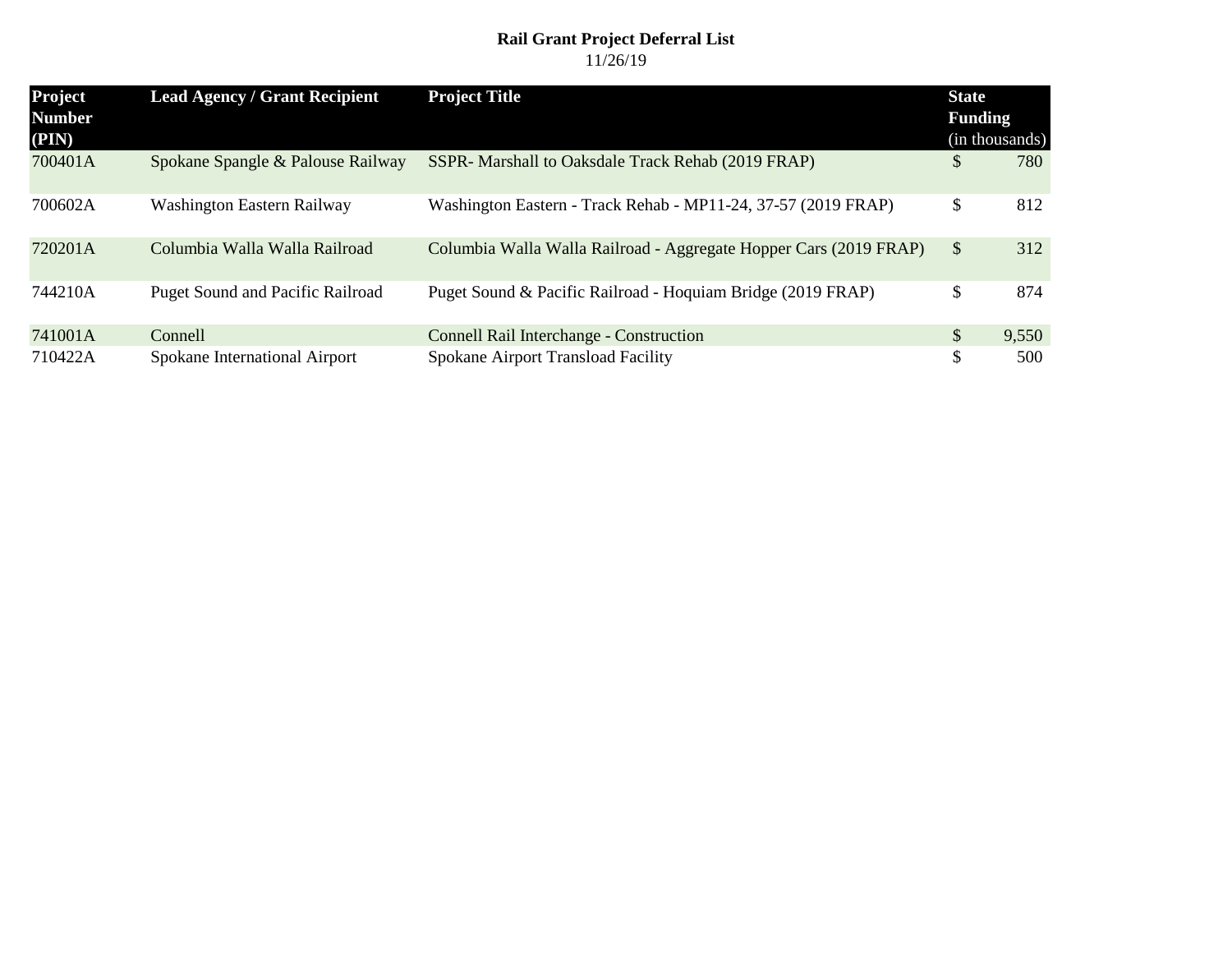**Rail Grant Project Deferral List**

11/26/19

| Project Number (PIN) | Lead Agency / Grant Recipient | Project Title | State Funding (in thousands) |
|---|---|---|---|
| 700401A | Spokane Spangle & Palouse Railway | SSPR- Marshall to Oaksdale Track Rehab (2019 FRAP) | $ 780 |
| 700602A | Washington Eastern Railway | Washington Eastern - Track Rehab - MP11-24, 37-57 (2019 FRAP) | $ 812 |
| 720201A | Columbia Walla Walla Railroad | Columbia Walla Walla Railroad - Aggregate Hopper Cars (2019 FRAP) | $ 312 |
| 744210A | Puget Sound and Pacific Railroad | Puget Sound & Pacific Railroad - Hoquiam Bridge (2019 FRAP) | $ 874 |
| 741001A | Connell | Connell Rail Interchange - Construction | $ 9,550 |
| 710422A | Spokane International Airport | Spokane Airport Transload Facility | $ 500 |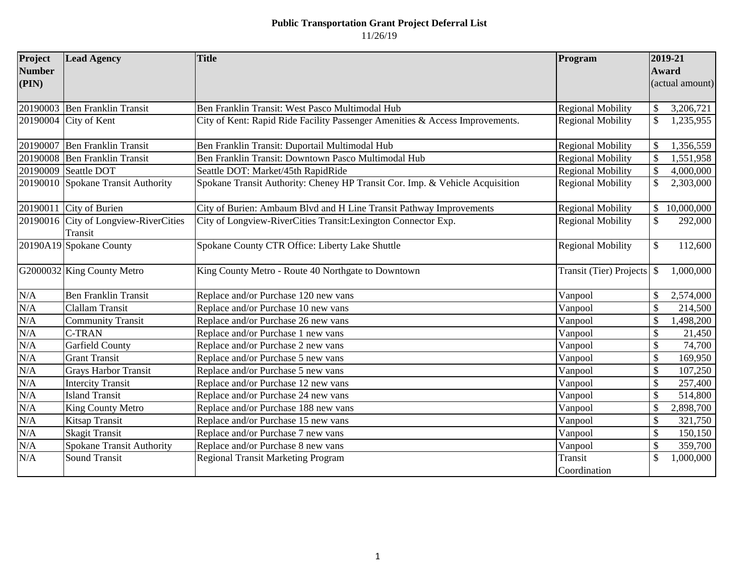**Public Transportation Grant Project Deferral List**

11/26/19

| Project Number (PIN) | Lead Agency | Title | Program | 2019-21 Award (actual amount) |
|---|---|---|---|---|
| 20190003 | Ben Franklin Transit | Ben Franklin Transit: West Pasco Multimodal Hub | Regional Mobility | $ 3,206,721 |
| 20190004 | City of Kent | City of Kent: Rapid Ride Facility Passenger Amenities & Access Improvements. | Regional Mobility | $ 1,235,955 |
| 20190007 | Ben Franklin Transit | Ben Franklin Transit: Duportail Multimodal Hub | Regional Mobility | $ 1,356,559 |
| 20190008 | Ben Franklin Transit | Ben Franklin Transit: Downtown Pasco Multimodal Hub | Regional Mobility | $ 1,551,958 |
| 20190009 | Seattle DOT | Seattle DOT: Market/45th RapidRide | Regional Mobility | $ 4,000,000 |
| 20190010 | Spokane Transit Authority | Spokane Transit Authority: Cheney HP Transit Cor. Imp. & Vehicle Acquisition | Regional Mobility | $ 2,303,000 |
| 20190011 | City of Burien | City of Burien: Ambaum Blvd and H Line Transit Pathway Improvements | Regional Mobility | $ 10,000,000 |
| 20190016 | City of Longview-RiverCities Transit | City of Longview-RiverCities Transit:Lexington Connector Exp. | Regional Mobility | $ 292,000 |
| 20190A19 | Spokane County | Spokane County CTR Office: Liberty Lake Shuttle | Regional Mobility | $ 112,600 |
| G2000032 | King County Metro | King County Metro - Route 40 Northgate to Downtown | Transit (Tier) Projects | $ 1,000,000 |
| N/A | Ben Franklin Transit | Replace and/or Purchase 120 new vans | Vanpool | $ 2,574,000 |
| N/A | Clallam Transit | Replace and/or Purchase 10 new vans | Vanpool | $ 214,500 |
| N/A | Community Transit | Replace and/or Purchase 26 new vans | Vanpool | $ 1,498,200 |
| N/A | C-TRAN | Replace and/or Purchase 1 new vans | Vanpool | $ 21,450 |
| N/A | Garfield County | Replace and/or Purchase 2 new vans | Vanpool | $ 74,700 |
| N/A | Grant Transit | Replace and/or Purchase 5 new vans | Vanpool | $ 169,950 |
| N/A | Grays Harbor Transit | Replace and/or Purchase 5 new vans | Vanpool | $ 107,250 |
| N/A | Intercity Transit | Replace and/or Purchase 12 new vans | Vanpool | $ 257,400 |
| N/A | Island Transit | Replace and/or Purchase 24 new vans | Vanpool | $ 514,800 |
| N/A | King County Metro | Replace and/or Purchase 188 new vans | Vanpool | $ 2,898,700 |
| N/A | Kitsap Transit | Replace and/or Purchase 15 new vans | Vanpool | $ 321,750 |
| N/A | Skagit Transit | Replace and/or Purchase 7 new vans | Vanpool | $ 150,150 |
| N/A | Spokane Transit Authority | Replace and/or Purchase 8 new vans | Vanpool | $ 359,700 |
| N/A | Sound Transit | Regional Transit Marketing Program | Transit Coordination | $ 1,000,000 |